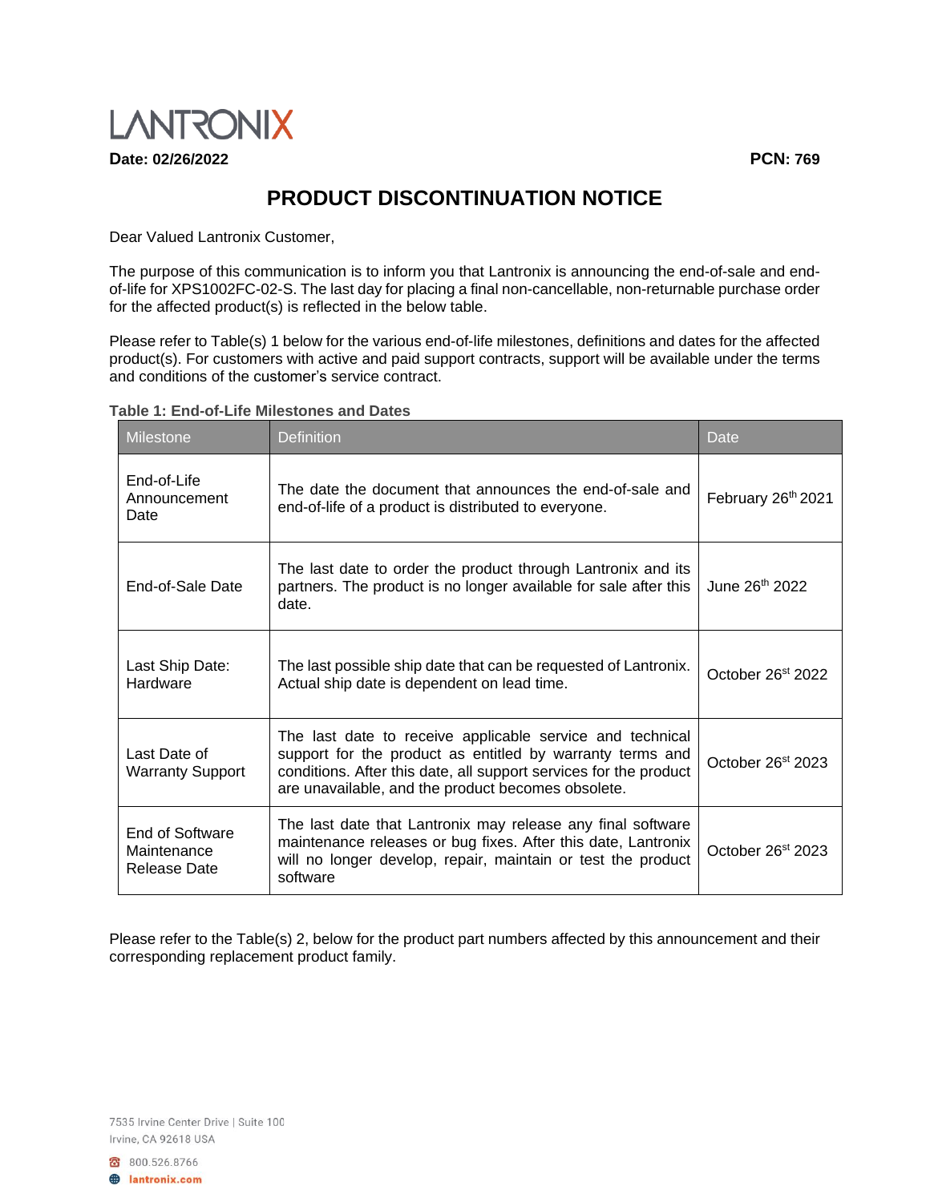LANTRONIX

**Date: 02/26/2022** **PCN: 769**

# PRODUCT DISCONTINUATION NOTICE

Dear Valued Lantronix Customer,

The purpose of this communication is to inform you that Lantronix is announcing the end-of-sale and end-of-life for XPS1002FC-02-S. The last day for placing a final non-cancellable, non-returnable purchase order for the affected product(s) is reflected in the below table.

Please refer to Table(s) 1 below for the various end-of-life milestones, definitions and dates for the affected product(s). For customers with active and paid support contracts, support will be available under the terms and conditions of the customer's service contract.

**Table 1: End-of-Life Milestones and Dates**

| Milestone | Definition | Date |
|---|---|---|
| End-of-Life Announcement Date | The date the document that announces the end-of-sale and end-of-life of a product is distributed to everyone. | February 26th 2021 |
| End-of-Sale Date | The last date to order the product through Lantronix and its partners. The product is no longer available for sale after this date. | June 26th 2022 |
| Last Ship Date: Hardware | The last possible ship date that can be requested of Lantronix. Actual ship date is dependent on lead time. | October 26st 2022 |
| Last Date of Warranty Support | The last date to receive applicable service and technical support for the product as entitled by warranty terms and conditions. After this date, all support services for the product are unavailable, and the product becomes obsolete. | October 26st 2023 |
| End of Software Maintenance Release Date | The last date that Lantronix may release any final software maintenance releases or bug fixes. After this date, Lantronix will no longer develop, repair, maintain or test the product software | October 26st 2023 |

Please refer to the Table(s) 2, below for the product part numbers affected by this announcement and their corresponding replacement product family.

7535 Irvine Center Drive | Suite 100
Irvine, CA 92618 USA
800.526.8766
lantronix.com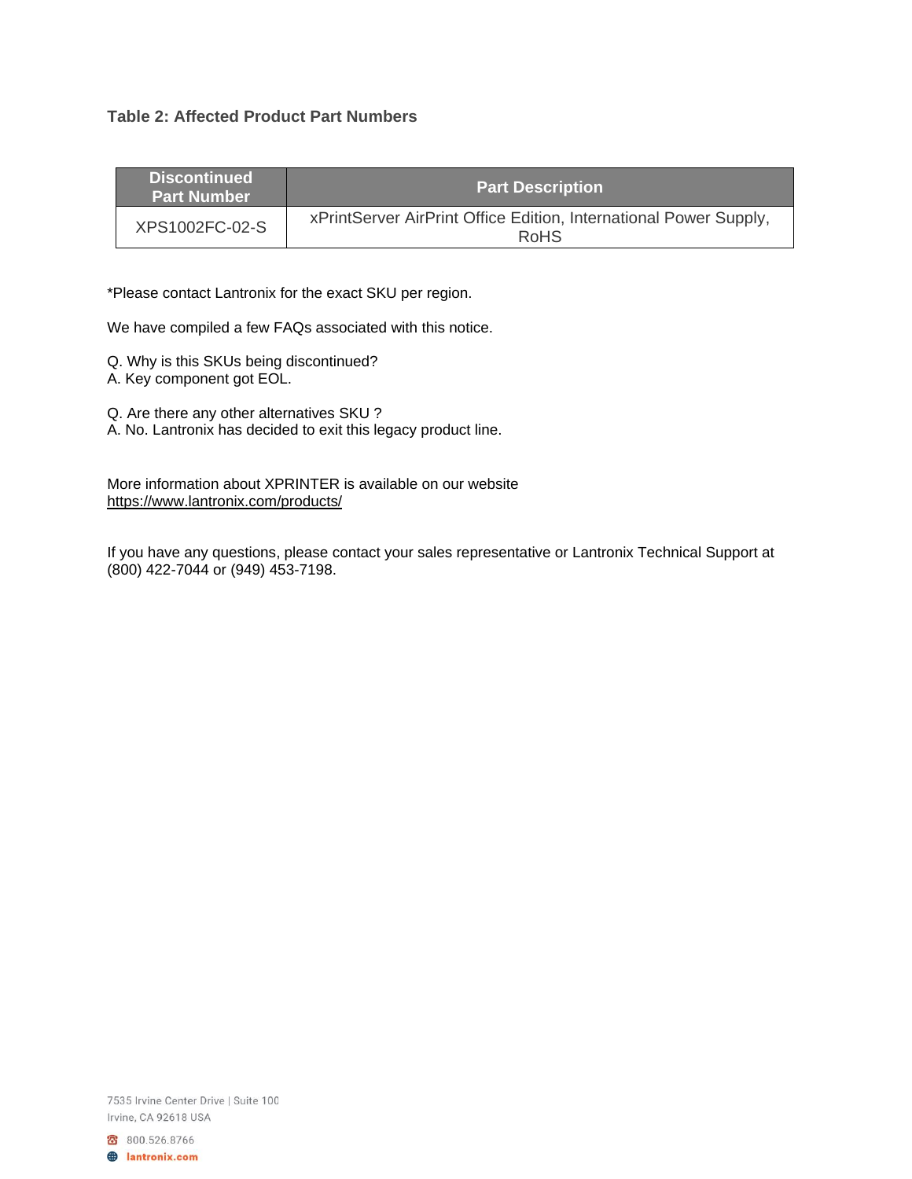**Table 2: Affected Product Part Numbers**

| Discontinued Part Number | Part Description |
|---|---|
| XPS1002FC-02-S | xPrintServer AirPrint Office Edition, International Power Supply, RoHS |

*Please contact Lantronix for the exact SKU per region.

We have compiled a few FAQs associated with this notice.

Q. Why is this SKUs being discontinued?
A. Key component got EOL.

Q. Are there any other alternatives SKU ?
A. No. Lantronix has decided to exit this legacy product line.

More information about XPRINTER is available on our website
https://www.lantronix.com/products/

If you have any questions, please contact your sales representative or Lantronix Technical Support at (800) 422-7044 or (949) 453-7198.